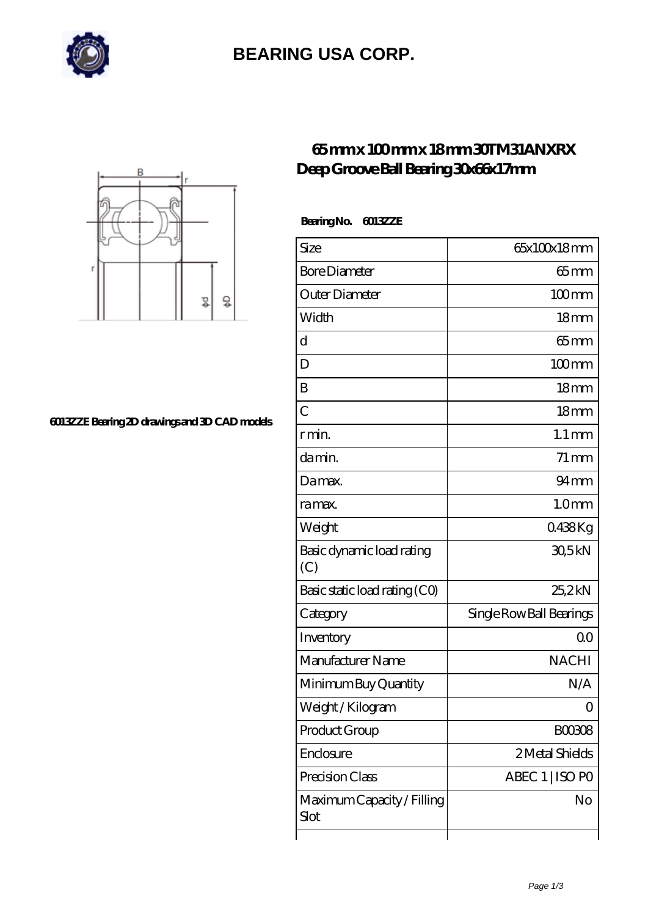# BEARING USA CORP.

## 65 mm x 100 mm x 18 mm 30TM31ANXRX Deep Groove Ball Bearing 30x66x17mm

6013ZZE Bearing 2D drawings and 3D CAD models

**Bearing No. 6013ZZE**

| Size | 65x100x18 mm |
|---|---|
| Bore Diameter | 65 mm |
| Outer Diameter | 100 mm |
| Width | 18 mm |
| d | 65 mm |
| D | 100 mm |
| B | 18 mm |
| C | 18 mm |
| r min. | 1.1 mm |
| da min. | 71 mm |
| Da max. | 94 mm |
| ra max. | 1.0 mm |
| Weight | 0.438 Kg |
| Basic dynamic load rating (C) | 30,5 kN |
| Basic static load rating (C0) | 25,2 kN |
| Category | Single Row Ball Bearings |
| Inventory | 0.0 |
| Manufacturer Name | NACHI |
| Minimum Buy Quantity | N/A |
| Weight / Kilogram | 0 |
| Product Group | B00308 |
| Enclosure | 2 Metal Shields |
| Precision Class | ABEC 1 \| ISO P0 |
| Maximum Capacity / Filling Slot | No |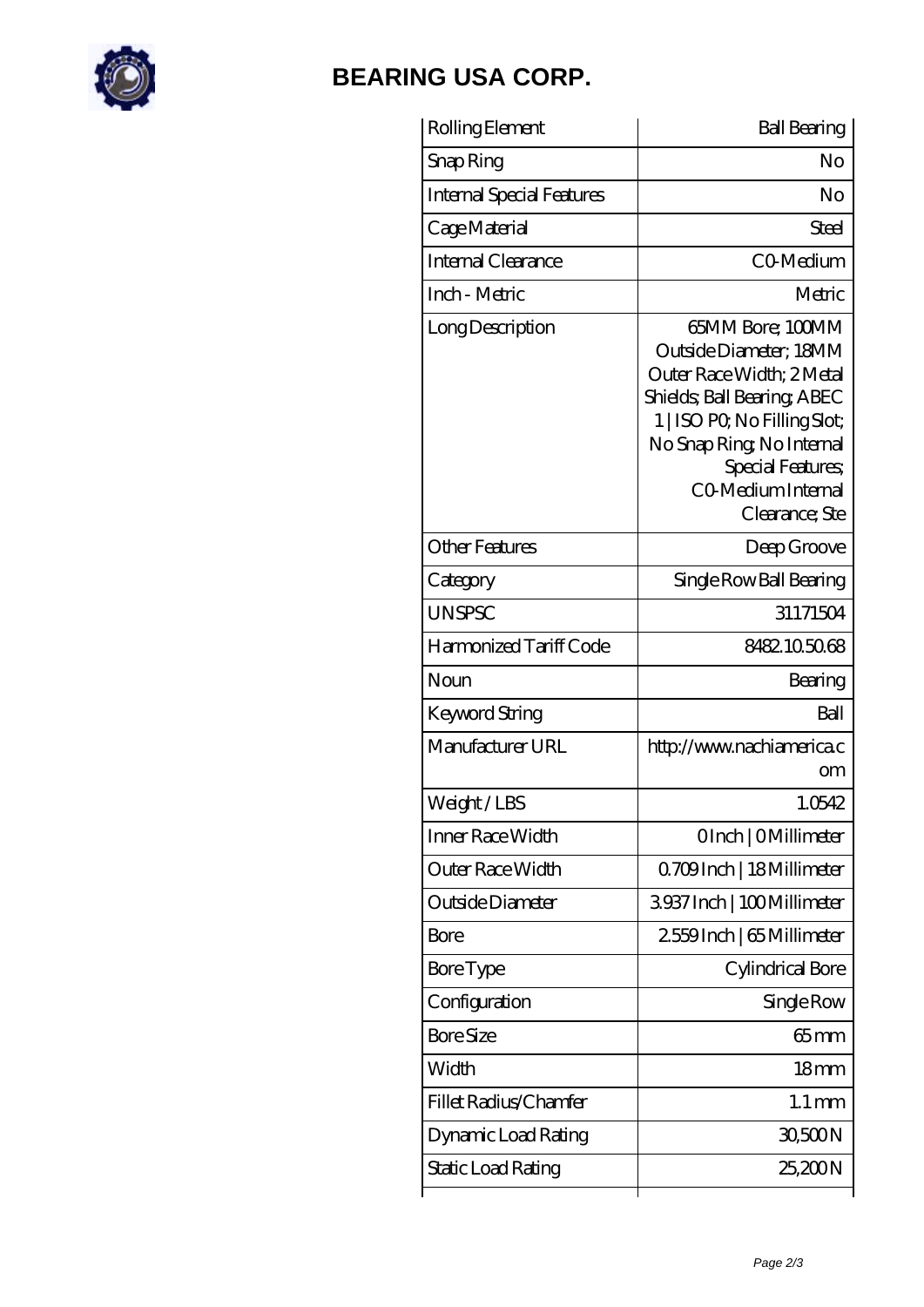# BEARING USA CORP.

| Rolling Element | Ball Bearing |
| --- | --- |
| Snap Ring | No |
| Internal Special Features | No |
| Cage Material | Steel |
| Internal Clearance | C0-Medium |
| Inch - Metric | Metric |
| Long Description | 65MM Bore; 100MM Outside Diameter; 18MM Outer Race Width; 2 Metal Shields; Ball Bearing; ABEC 1 \| ISO P0; No Filling Slot; No Snap Ring; No Internal Special Features; C0-Medium Internal Clearance; Ste |
| Other Features | Deep Groove |
| Category | Single Row Ball Bearing |
| UNSPSC | 31171504 |
| Harmonized Tariff Code | 8482.10.50.68 |
| Noun | Bearing |
| Keyword String | Ball |
| Manufacturer URL | http://www.nachiamerica.com |
| Weight / LBS | 1.0542 |
| Inner Race Width | 0 Inch \| 0 Millimeter |
| Outer Race Width | 0.709 Inch \| 18 Millimeter |
| Outside Diameter | 3.937 Inch \| 100 Millimeter |
| Bore | 2.559 Inch \| 65 Millimeter |
| Bore Type | Cylindrical Bore |
| Configuration | Single Row |
| Bore Size | 65 mm |
| Width | 18 mm |
| Fillet Radius/Chamfer | 1.1 mm |
| Dynamic Load Rating | 30,500 N |
| Static Load Rating | 25,200 N |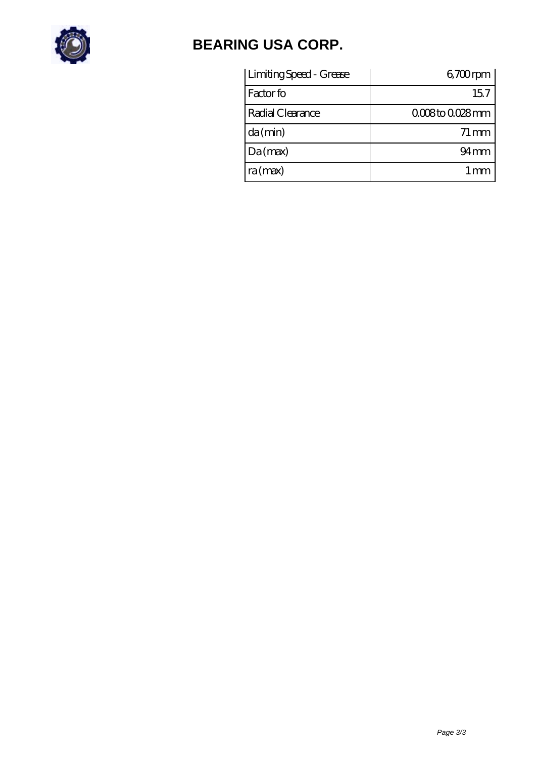| | |
|---|---|
| Limiting Speed - Grease | 6,700 rpm |
| Factor fo | 15.7 |
| Radial Clearance | 0.008 to 0.028 mm |
| da (min) | 71 mm |
| Da (max) | 94 mm |
| ra (max) | 1 mm |